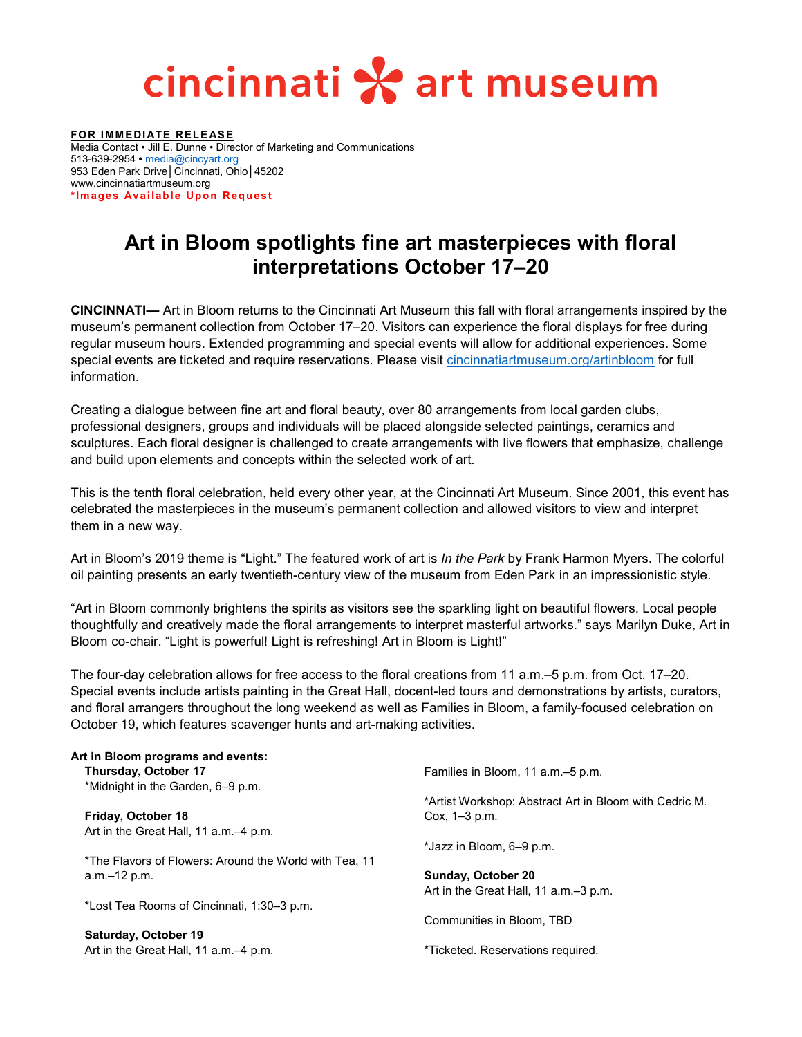# cincinnati art museum

**FOR IMMEDIATE RELEASE**
Media Contact • Jill E. Dunne • Director of Marketing and Communications
513-639-2954 • media@cincyart.org
953 Eden Park Drive│Cincinnati, Ohio│45202
www.cincinnatiartmuseum.org
***Images Available Upon Request**

## Art in Bloom spotlights fine art masterpieces with floral interpretations October 17–20

**CINCINNATI—** Art in Bloom returns to the Cincinnati Art Museum this fall with floral arrangements inspired by the museum's permanent collection from October 17–20. Visitors can experience the floral displays for free during regular museum hours. Extended programming and special events will allow for additional experiences. Some special events are ticketed and require reservations. Please visit cincinnatiartmuseum.org/artinbloom for full information.

Creating a dialogue between fine art and floral beauty, over 80 arrangements from local garden clubs, professional designers, groups and individuals will be placed alongside selected paintings, ceramics and sculptures. Each floral designer is challenged to create arrangements with live flowers that emphasize, challenge and build upon elements and concepts within the selected work of art.

This is the tenth floral celebration, held every other year, at the Cincinnati Art Museum. Since 2001, this event has celebrated the masterpieces in the museum's permanent collection and allowed visitors to view and interpret them in a new way.

Art in Bloom's 2019 theme is "Light." The featured work of art is *In the Park* by Frank Harmon Myers. The colorful oil painting presents an early twentieth-century view of the museum from Eden Park in an impressionistic style.

"Art in Bloom commonly brightens the spirits as visitors see the sparkling light on beautiful flowers. Local people thoughtfully and creatively made the floral arrangements to interpret masterful artworks." says Marilyn Duke, Art in Bloom co-chair. "Light is powerful! Light is refreshing! Art in Bloom is Light!"

The four-day celebration allows for free access to the floral creations from 11 a.m.–5 p.m. from Oct. 17–20. Special events include artists painting in the Great Hall, docent-led tours and demonstrations by artists, curators, and floral arrangers throughout the long weekend as well as Families in Bloom, a family-focused celebration on October 19, which features scavenger hunts and art-making activities.

**Art in Bloom programs and events:**

**Thursday, October 17**
*Midnight in the Garden, 6–9 p.m.

**Friday, October 18**
Art in the Great Hall, 11 a.m.–4 p.m.

*The Flavors of Flowers: Around the World with Tea, 11 a.m.–12 p.m.

*Lost Tea Rooms of Cincinnati, 1:30–3 p.m.

**Saturday, October 19**
Art in the Great Hall, 11 a.m.–4 p.m.

Families in Bloom, 11 a.m.–5 p.m.

*Artist Workshop: Abstract Art in Bloom with Cedric M. Cox, 1–3 p.m.

*Jazz in Bloom, 6–9 p.m.

**Sunday, October 20**
Art in the Great Hall, 11 a.m.–3 p.m.

Communities in Bloom, TBD

*Ticketed. Reservations required.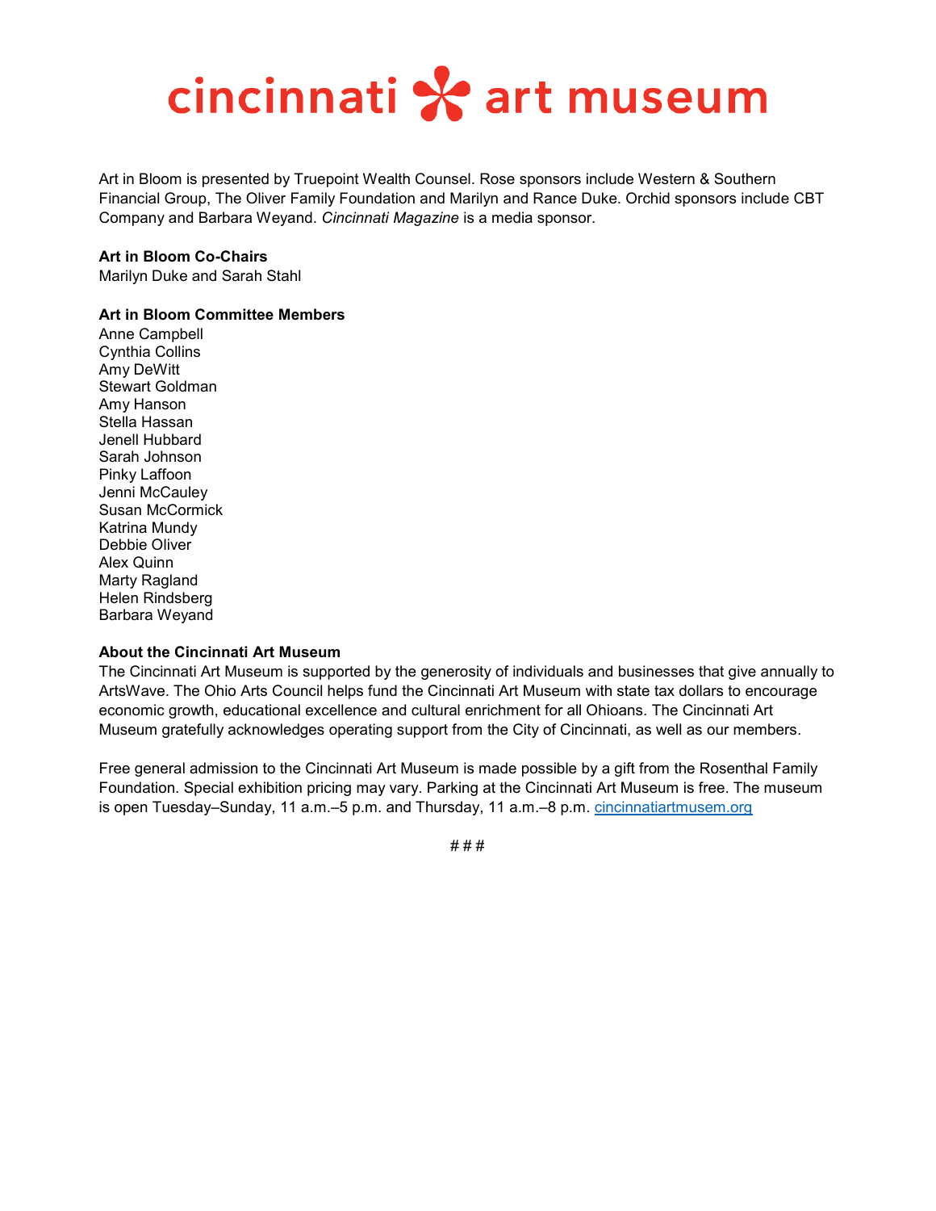# cincinnati art museum

Art in Bloom is presented by Truepoint Wealth Counsel. Rose sponsors include Western & Southern Financial Group, The Oliver Family Foundation and Marilyn and Rance Duke. Orchid sponsors include CBT Company and Barbara Weyand. *Cincinnati Magazine* is a media sponsor.

**Art in Bloom Co-Chairs**
Marilyn Duke and Sarah Stahl

**Art in Bloom Committee Members**
Anne Campbell
Cynthia Collins
Amy DeWitt
Stewart Goldman
Amy Hanson
Stella Hassan
Jenell Hubbard
Sarah Johnson
Pinky Laffoon
Jenni McCauley
Susan McCormick
Katrina Mundy
Debbie Oliver
Alex Quinn
Marty Ragland
Helen Rindsberg
Barbara Weyand

**About the Cincinnati Art Museum**
The Cincinnati Art Museum is supported by the generosity of individuals and businesses that give annually to ArtsWave. The Ohio Arts Council helps fund the Cincinnati Art Museum with state tax dollars to encourage economic growth, educational excellence and cultural enrichment for all Ohioans. The Cincinnati Art Museum gratefully acknowledges operating support from the City of Cincinnati, as well as our members.

Free general admission to the Cincinnati Art Museum is made possible by a gift from the Rosenthal Family Foundation. Special exhibition pricing may vary. Parking at the Cincinnati Art Museum is free. The museum is open Tuesday–Sunday, 11 a.m.–5 p.m. and Thursday, 11 a.m.–8 p.m. [cincinnatiartmusem.org](cincinnatiartmusem.org)

###